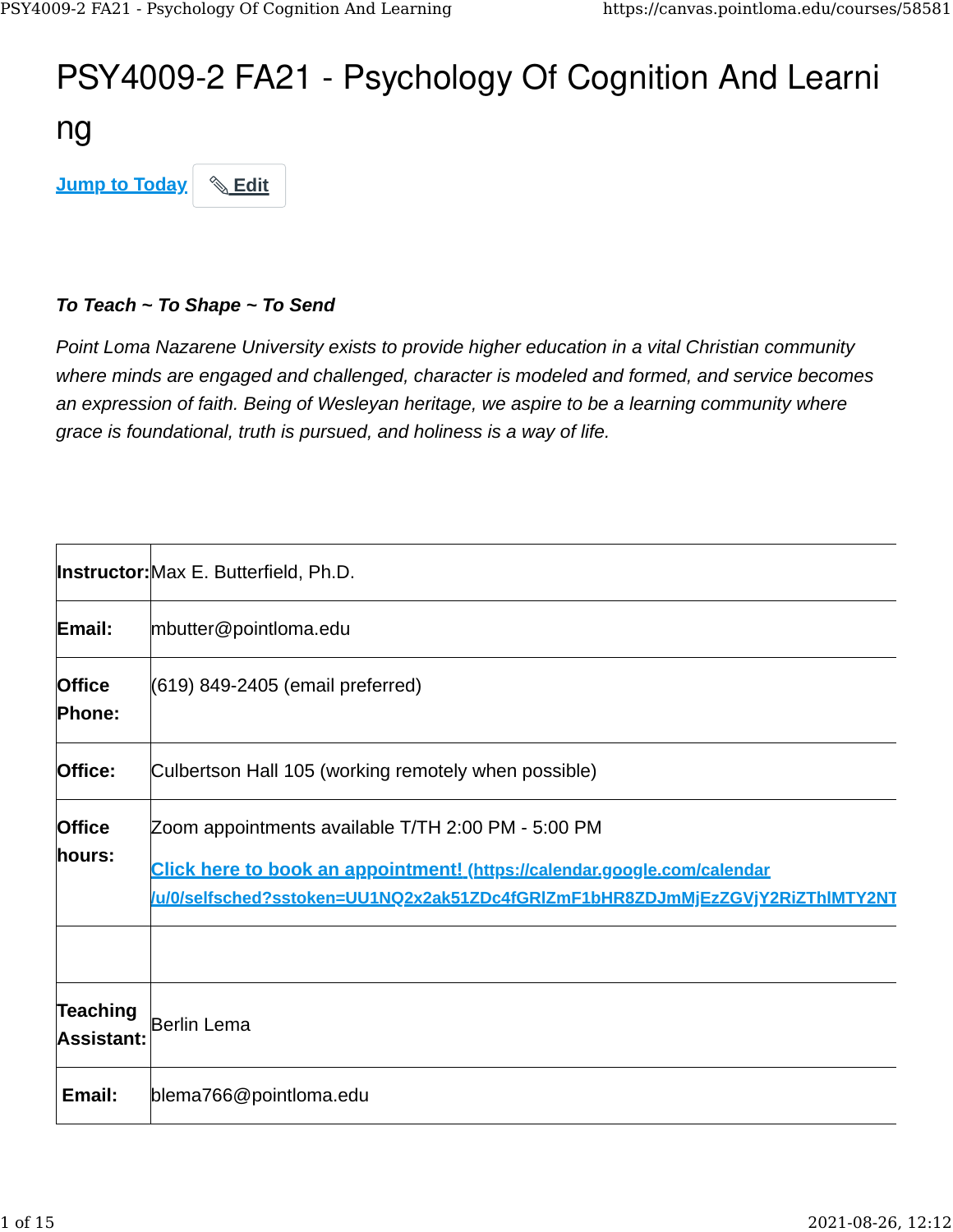# PSY4009-2 FA21 - Psychology Of Cognition And Learning

Jump to Today | ✎ Edit

***To Teach ~ To Shape ~ To Send***

*Point Loma Nazarene University exists to provide higher education in a vital Christian community where minds are engaged and challenged, character is modeled and formed, and service becomes an expression of faith. Being of Wesleyan heritage, we aspire to be a learning community where grace is foundational, truth is pursued, and holiness is a way of life.*

| | |
|---|---|
| **Instructor:** | Max E. Butterfield, Ph.D. |
| **Email:** | mbutter@pointloma.edu |
| **Office Phone:** | (619) 849-2405 (email preferred) |
| **Office:** | Culbertson Hall 105 (working remotely when possible) |
| **Office hours:** | Zoom appointments available T/TH 2:00 PM - 5:00 PM<br>Click here to book an appointment! (https://calendar.google.com/calendar/u/0/selfsched?sstoken=UU1NQ2x2ak51ZDc4fGRlZmF1bHR8ZDJmMjEzZGVjY2RiZThlMTY2NT |
| | |
| **Teaching Assistant:** | Berlin Lema |
| **Email:** | blema766@pointloma.edu |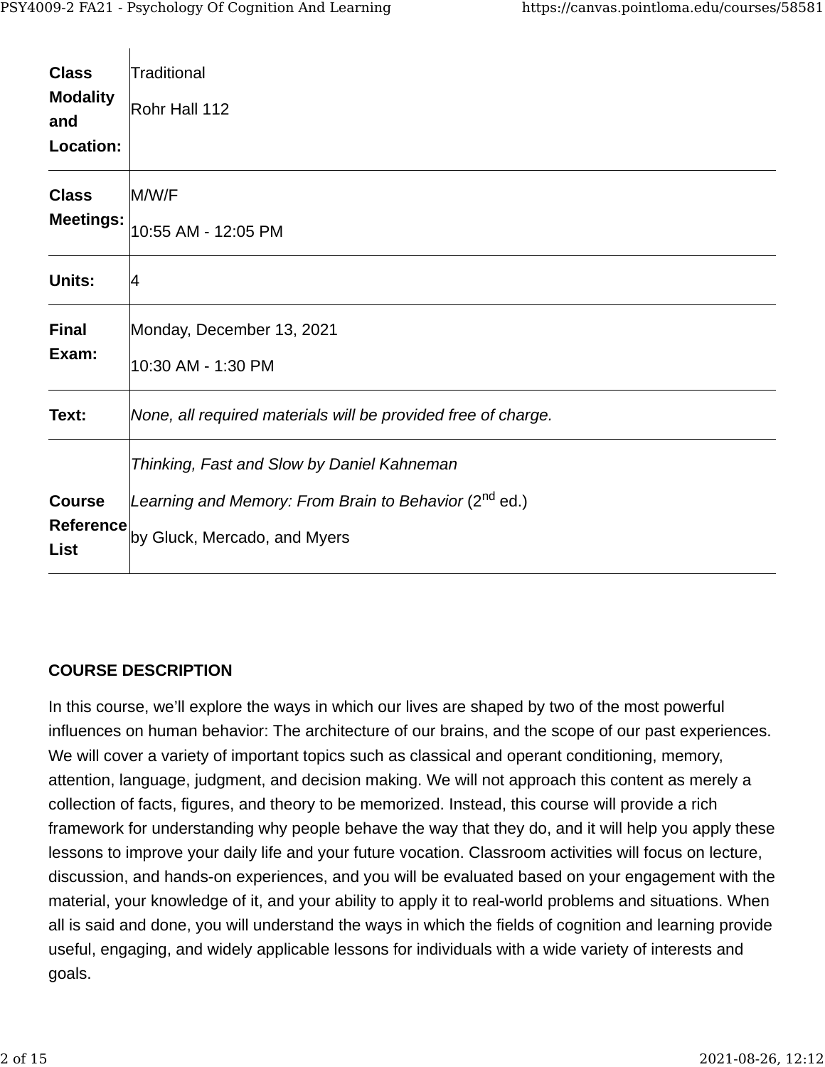| | |
|---|---|
| **Class Modality and Location:** | Traditional<br>Rohr Hall 112 |
| **Class Meetings:** | M/W/F<br>10:55 AM - 12:05 PM |
| **Units:** | 4 |
| **Final Exam:** | Monday, December 13, 2021<br>10:30 AM - 1:30 PM |
| **Text:** | *None, all required materials will be provided free of charge.* |
| **Course Reference List** | *Thinking, Fast and Slow by Daniel Kahneman*<br>*Learning and Memory: From Brain to Behavior* (2nd ed.)<br>by Gluck, Mercado, and Myers |

**COURSE DESCRIPTION**

In this course, we'll explore the ways in which our lives are shaped by two of the most powerful influences on human behavior: The architecture of our brains, and the scope of our past experiences. We will cover a variety of important topics such as classical and operant conditioning, memory, attention, language, judgment, and decision making. We will not approach this content as merely a collection of facts, figures, and theory to be memorized. Instead, this course will provide a rich framework for understanding why people behave the way that they do, and it will help you apply these lessons to improve your daily life and your future vocation. Classroom activities will focus on lecture, discussion, and hands-on experiences, and you will be evaluated based on your engagement with the material, your knowledge of it, and your ability to apply it to real-world problems and situations. When all is said and done, you will understand the ways in which the fields of cognition and learning provide useful, engaging, and widely applicable lessons for individuals with a wide variety of interests and goals.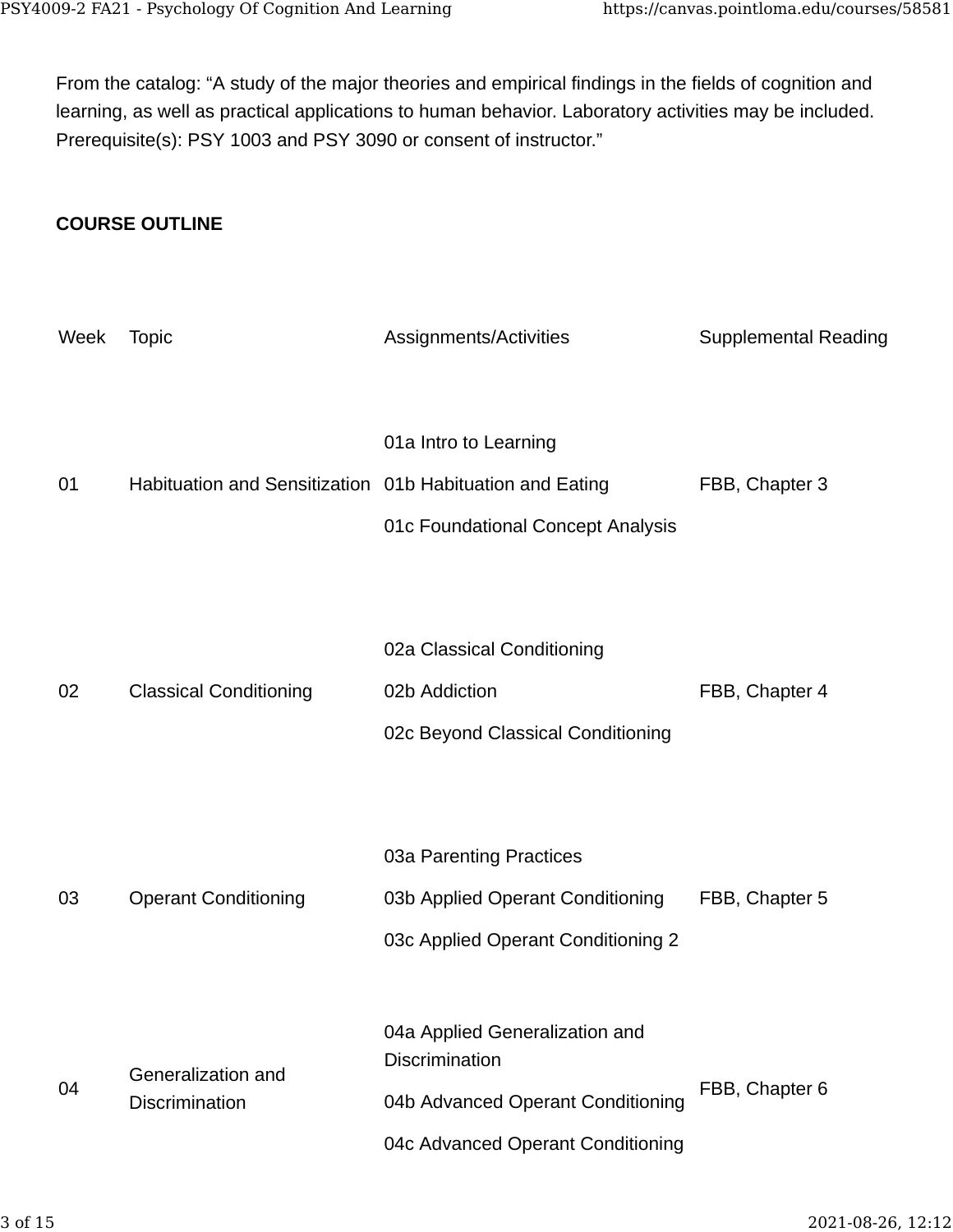From the catalog: “A study of the major theories and empirical findings in the fields of cognition and learning, as well as practical applications to human behavior. Laboratory activities may be included. Prerequisite(s): PSY 1003 and PSY 3090 or consent of instructor.”

**COURSE OUTLINE**

| Week | Topic | Assignments/Activities | Supplemental Reading |
|---|---|---|---|
| 01 | Habituation and Sensitization | 01a Intro to Learning<br>01b Habituation and Eating<br>01c Foundational Concept Analysis | FBB, Chapter 3 |
| 02 | Classical Conditioning | 02a Classical Conditioning<br>02b Addiction<br>02c Beyond Classical Conditioning | FBB, Chapter 4 |
| 03 | Operant Conditioning | 03a Parenting Practices<br>03b Applied Operant Conditioning<br>03c Applied Operant Conditioning 2 | FBB, Chapter 5 |
| 04 | Generalization and Discrimination | 04a Applied Generalization and Discrimination<br>04b Advanced Operant Conditioning<br>04c Advanced Operant Conditioning | FBB, Chapter 6 |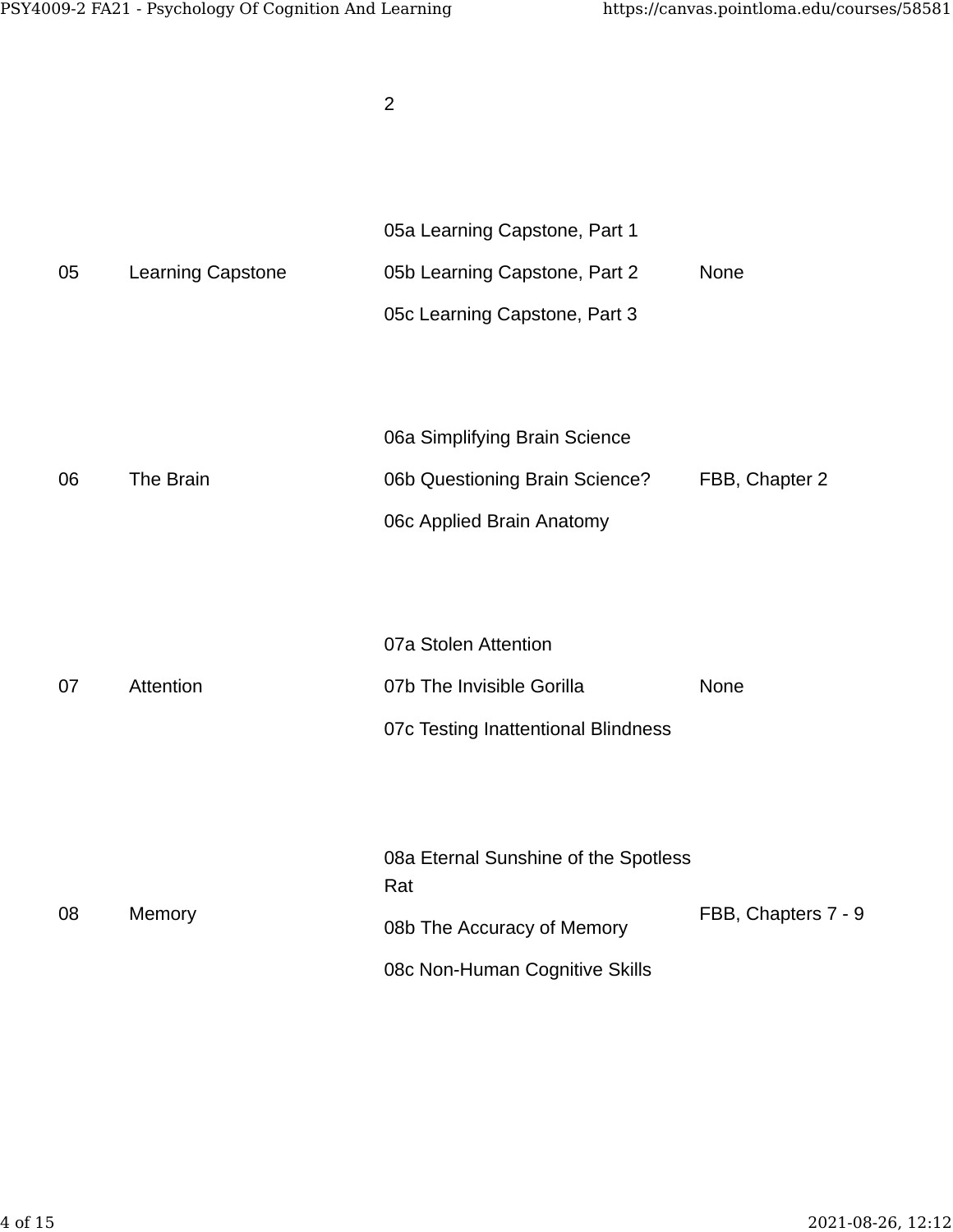| | | 2 | |
|---|---|---|---|
| 05 | Learning Capstone | 05a Learning Capstone, Part 1<br>05b Learning Capstone, Part 2<br>05c Learning Capstone, Part 3 | None |
| 06 | The Brain | 06a Simplifying Brain Science<br>06b Questioning Brain Science?<br>06c Applied Brain Anatomy | FBB, Chapter 2 |
| 07 | Attention | 07a Stolen Attention<br>07b The Invisible Gorilla<br>07c Testing Inattentional Blindness | None |
| 08 | Memory | 08a Eternal Sunshine of the Spotless Rat<br>08b The Accuracy of Memory<br>08c Non-Human Cognitive Skills | FBB, Chapters 7 - 9 |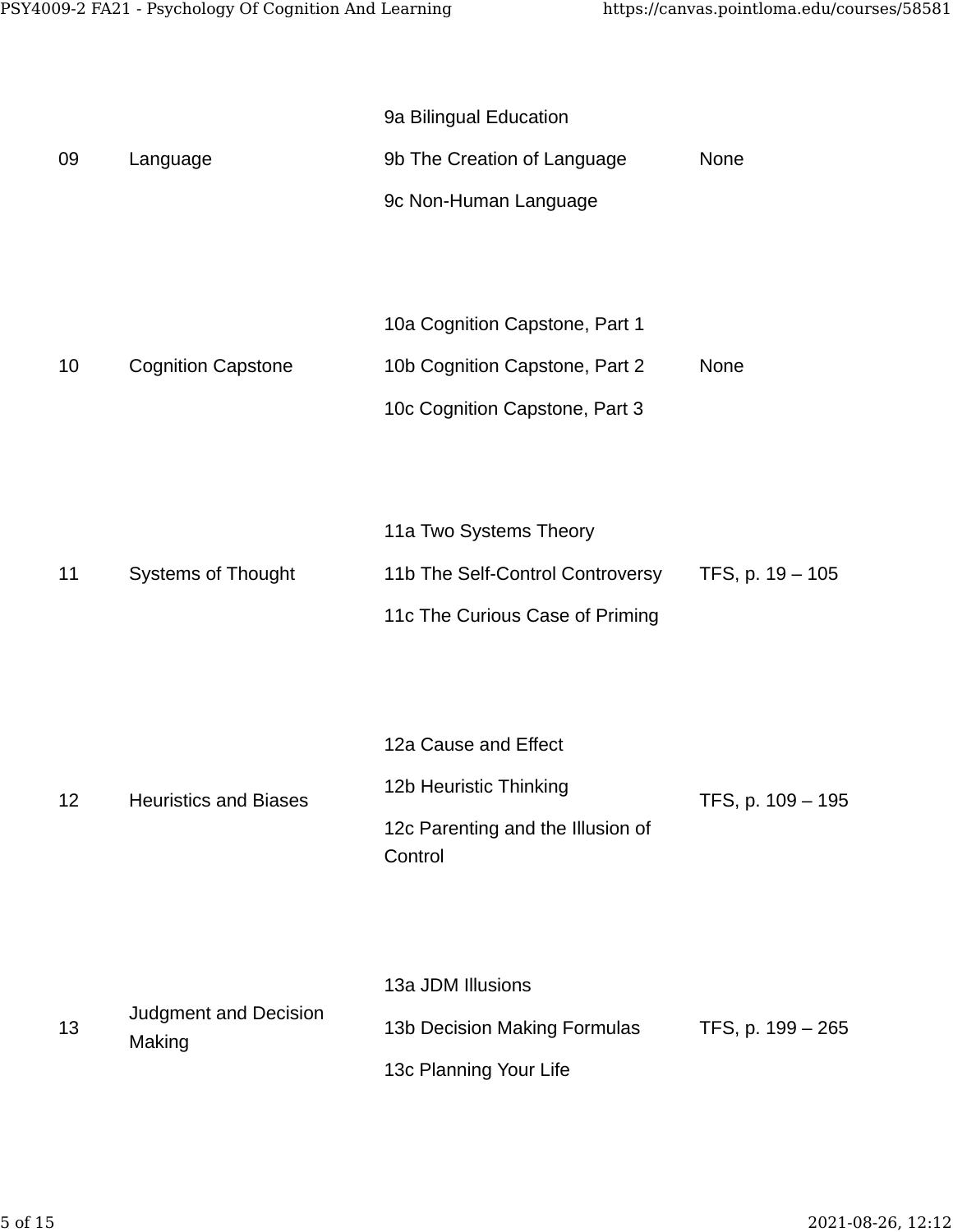| 09 | Language | 9a Bilingual Education<br>9b The Creation of Language<br>9c Non-Human Language | None |
|---|---|---|---|
| 10 | Cognition Capstone | 10a Cognition Capstone, Part 1<br>10b Cognition Capstone, Part 2<br>10c Cognition Capstone, Part 3 | None |
| 11 | Systems of Thought | 11a Two Systems Theory<br>11b The Self-Control Controversy<br>11c The Curious Case of Priming | TFS, p. 19 – 105 |
| 12 | Heuristics and Biases | 12a Cause and Effect<br>12b Heuristic Thinking<br>12c Parenting and the Illusion of Control | TFS, p. 109 – 195 |
| 13 | Judgment and Decision Making | 13a JDM Illusions<br>13b Decision Making Formulas<br>13c Planning Your Life | TFS, p. 199 – 265 |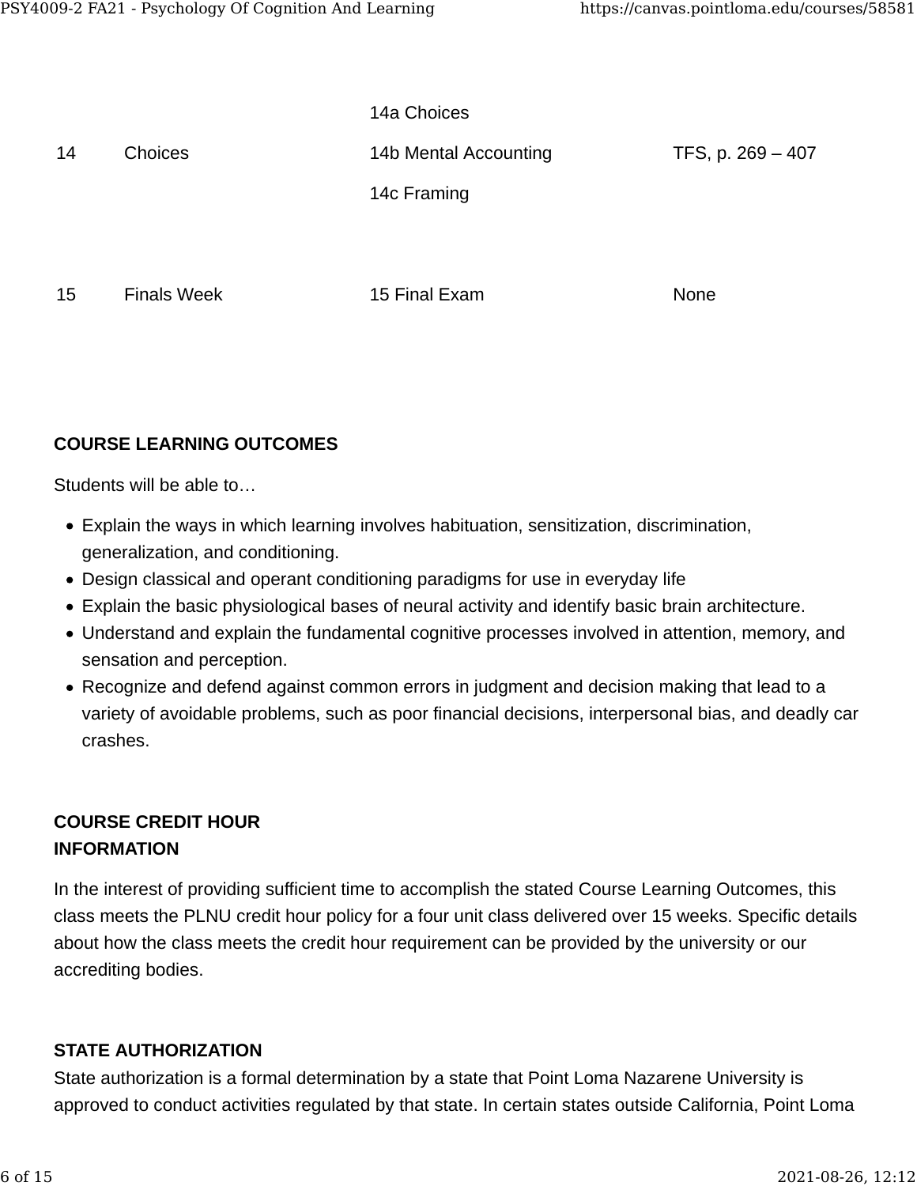| | | | |
|---|---|---|---|
| 14 | Choices | 14a Choices<br>14b Mental Accounting<br>14c Framing | TFS, p. 269 – 407 |
| 15 | Finals Week | 15 Final Exam | None |

**COURSE LEARNING OUTCOMES**

Students will be able to…

- Explain the ways in which learning involves habituation, sensitization, discrimination, generalization, and conditioning.
- Design classical and operant conditioning paradigms for use in everyday life
- Explain the basic physiological bases of neural activity and identify basic brain architecture.
- Understand and explain the fundamental cognitive processes involved in attention, memory, and sensation and perception.
- Recognize and defend against common errors in judgment and decision making that lead to a variety of avoidable problems, such as poor financial decisions, interpersonal bias, and deadly car crashes.

**COURSE CREDIT HOUR INFORMATION**

In the interest of providing sufficient time to accomplish the stated Course Learning Outcomes, this class meets the PLNU credit hour policy for a four unit class delivered over 15 weeks. Specific details about how the class meets the credit hour requirement can be provided by the university or our accrediting bodies.

**STATE AUTHORIZATION**

State authorization is a formal determination by a state that Point Loma Nazarene University is approved to conduct activities regulated by that state. In certain states outside California, Point Loma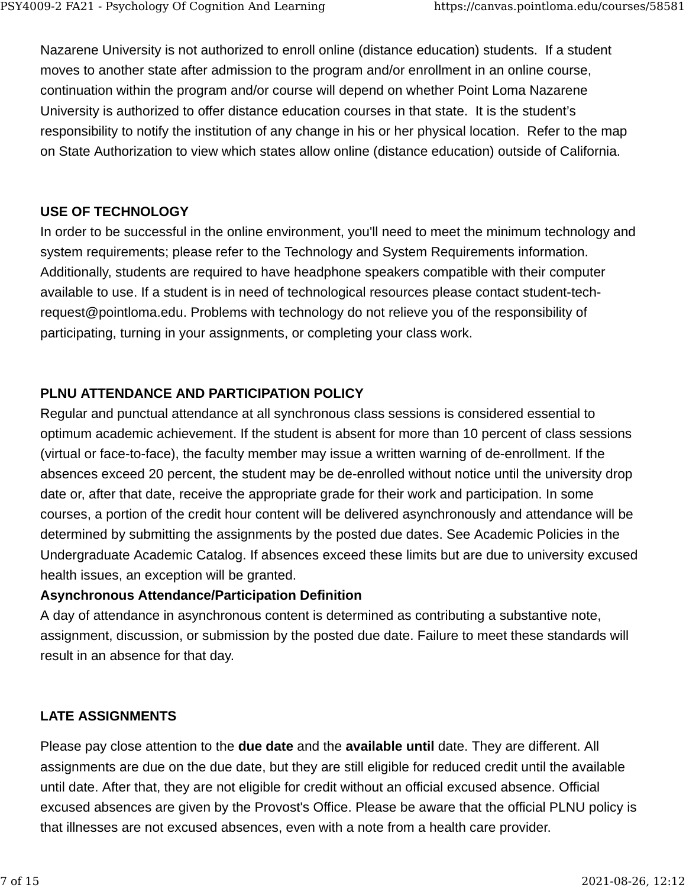Nazarene University is not authorized to enroll online (distance education) students. If a student moves to another state after admission to the program and/or enrollment in an online course, continuation within the program and/or course will depend on whether Point Loma Nazarene University is authorized to offer distance education courses in that state. It is the student's responsibility to notify the institution of any change in his or her physical location. Refer to the map on State Authorization to view which states allow online (distance education) outside of California.

**USE OF TECHNOLOGY**

In order to be successful in the online environment, you'll need to meet the minimum technology and system requirements; please refer to the Technology and System Requirements information. Additionally, students are required to have headphone speakers compatible with their computer available to use. If a student is in need of technological resources please contact student-tech-request@pointloma.edu. Problems with technology do not relieve you of the responsibility of participating, turning in your assignments, or completing your class work.

**PLNU ATTENDANCE AND PARTICIPATION POLICY**

Regular and punctual attendance at all synchronous class sessions is considered essential to optimum academic achievement. If the student is absent for more than 10 percent of class sessions (virtual or face-to-face), the faculty member may issue a written warning of de-enrollment. If the absences exceed 20 percent, the student may be de-enrolled without notice until the university drop date or, after that date, receive the appropriate grade for their work and participation. In some courses, a portion of the credit hour content will be delivered asynchronously and attendance will be determined by submitting the assignments by the posted due dates. See Academic Policies in the Undergraduate Academic Catalog. If absences exceed these limits but are due to university excused health issues, an exception will be granted.

**Asynchronous Attendance/Participation Definition**

A day of attendance in asynchronous content is determined as contributing a substantive note, assignment, discussion, or submission by the posted due date. Failure to meet these standards will result in an absence for that day.

**LATE ASSIGNMENTS**

Please pay close attention to the **due date** and the **available until** date. They are different. All assignments are due on the due date, but they are still eligible for reduced credit until the available until date. After that, they are not eligible for credit without an official excused absence. Official excused absences are given by the Provost's Office. Please be aware that the official PLNU policy is that illnesses are not excused absences, even with a note from a health care provider.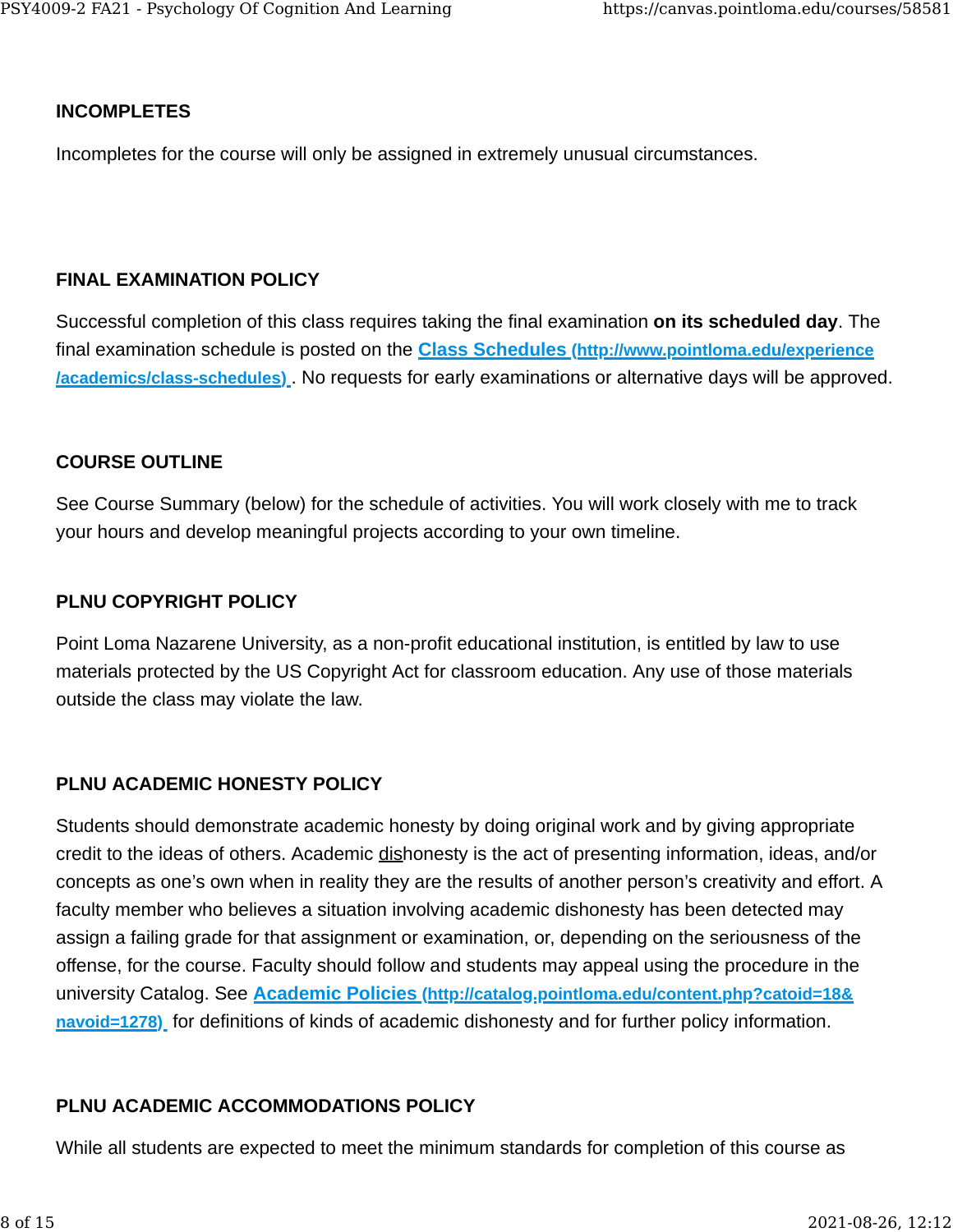## INCOMPLETES

Incompletes for the course will only be assigned in extremely unusual circumstances.

## FINAL EXAMINATION POLICY

Successful completion of this class requires taking the final examination **on its scheduled day**. The final examination schedule is posted on the [Class Schedules (http://www.pointloma.edu/experience/academics/class-schedules)](http://www.pointloma.edu/experience/academics/class-schedules). No requests for early examinations or alternative days will be approved.

## COURSE OUTLINE

See Course Summary (below) for the schedule of activities. You will work closely with me to track your hours and develop meaningful projects according to your own timeline.

## PLNU COPYRIGHT POLICY

Point Loma Nazarene University, as a non-profit educational institution, is entitled by law to use materials protected by the US Copyright Act for classroom education. Any use of those materials outside the class may violate the law.

## PLNU ACADEMIC HONESTY POLICY

Students should demonstrate academic honesty by doing original work and by giving appropriate credit to the ideas of others. Academic dishonesty is the act of presenting information, ideas, and/or concepts as one's own when in reality they are the results of another person's creativity and effort. A faculty member who believes a situation involving academic dishonesty has been detected may assign a failing grade for that assignment or examination, or, depending on the seriousness of the offense, for the course. Faculty should follow and students may appeal using the procedure in the university Catalog. See [Academic Policies (http://catalog.pointloma.edu/content.php?catoid=18&navoid=1278)](http://catalog.pointloma.edu/content.php?catoid=18&navoid=1278) for definitions of kinds of academic dishonesty and for further policy information.

## PLNU ACADEMIC ACCOMMODATIONS POLICY

While all students are expected to meet the minimum standards for completion of this course as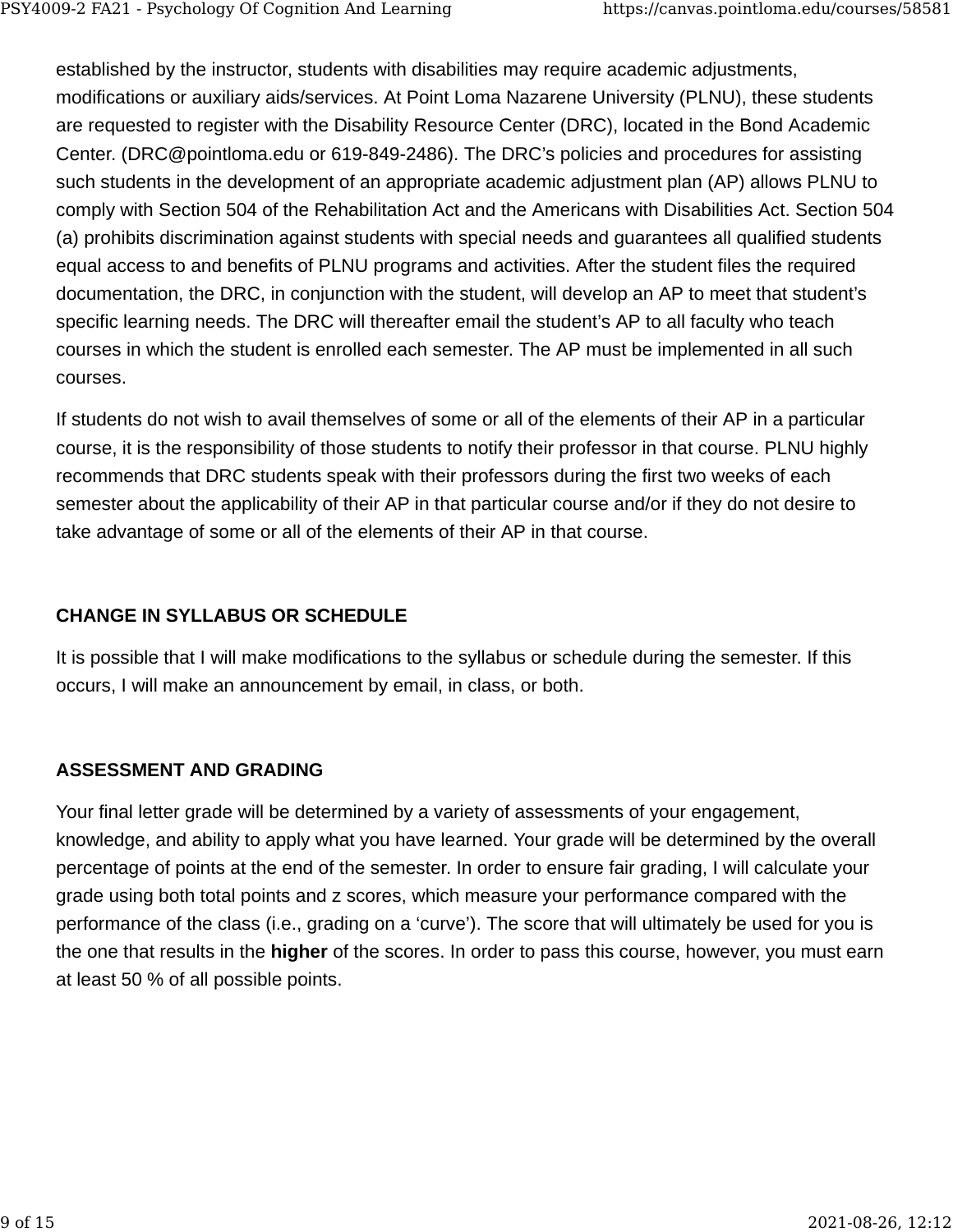established by the instructor, students with disabilities may require academic adjustments, modifications or auxiliary aids/services. At Point Loma Nazarene University (PLNU), these students are requested to register with the Disability Resource Center (DRC), located in the Bond Academic Center. (DRC@pointloma.edu or 619-849-2486). The DRC's policies and procedures for assisting such students in the development of an appropriate academic adjustment plan (AP) allows PLNU to comply with Section 504 of the Rehabilitation Act and the Americans with Disabilities Act. Section 504 (a) prohibits discrimination against students with special needs and guarantees all qualified students equal access to and benefits of PLNU programs and activities. After the student files the required documentation, the DRC, in conjunction with the student, will develop an AP to meet that student's specific learning needs. The DRC will thereafter email the student's AP to all faculty who teach courses in which the student is enrolled each semester. The AP must be implemented in all such courses.

If students do not wish to avail themselves of some or all of the elements of their AP in a particular course, it is the responsibility of those students to notify their professor in that course. PLNU highly recommends that DRC students speak with their professors during the first two weeks of each semester about the applicability of their AP in that particular course and/or if they do not desire to take advantage of some or all of the elements of their AP in that course.

## CHANGE IN SYLLABUS OR SCHEDULE

It is possible that I will make modifications to the syllabus or schedule during the semester. If this occurs, I will make an announcement by email, in class, or both.

## ASSESSMENT AND GRADING

Your final letter grade will be determined by a variety of assessments of your engagement, knowledge, and ability to apply what you have learned. Your grade will be determined by the overall percentage of points at the end of the semester. In order to ensure fair grading, I will calculate your grade using both total points and z scores, which measure your performance compared with the performance of the class (i.e., grading on a 'curve'). The score that will ultimately be used for you is the one that results in the **higher** of the scores. In order to pass this course, however, you must earn at least 50 % of all possible points.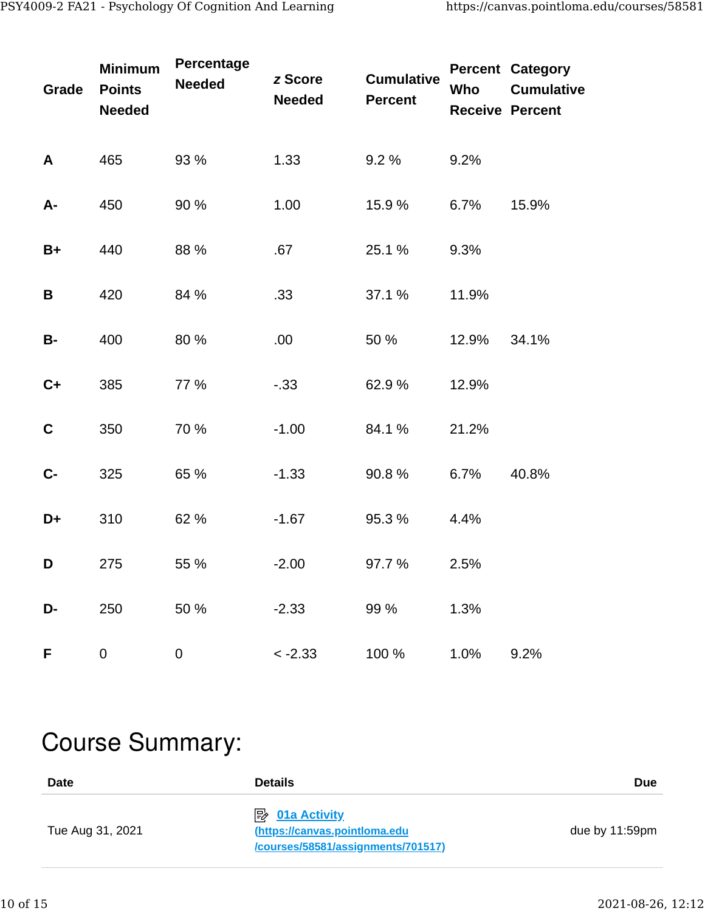| Grade | Minimum Points Needed | Percentage Needed | *z* Score Needed | Cumulative Percent | Percent Who Receive | Category Cumulative Percent |
|---|---|---|---|---|---|---|
| **A** | 465 | 93 % | 1.33 | 9.2 % | 9.2% | |
| **A-** | 450 | 90 % | 1.00 | 15.9 % | 6.7% | 15.9% |
| **B+** | 440 | 88 % | .67 | 25.1 % | 9.3% | |
| **B** | 420 | 84 % | .33 | 37.1 % | 11.9% | |
| **B-** | 400 | 80 % | .00 | 50 % | 12.9% | 34.1% |
| **C+** | 385 | 77 % | -.33 | 62.9 % | 12.9% | |
| **C** | 350 | 70 % | -1.00 | 84.1 % | 21.2% | |
| **C-** | 325 | 65 % | -1.33 | 90.8 % | 6.7% | 40.8% |
| **D+** | 310 | 62 % | -1.67 | 95.3 % | 4.4% | |
| **D** | 275 | 55 % | -2.00 | 97.7 % | 2.5% | |
| **D-** | 250 | 50 % | -2.33 | 99 % | 1.3% | |
| **F** | 0 | 0 | < -2.33 | 100 % | 1.0% | 9.2% |

# Course Summary:

| Date | Details | Due |
|---|---|---|
| Tue Aug 31, 2021 | [01a Activity](https://canvas.pointloma.edu/courses/58581/assignments/701517) (https://canvas.pointloma.edu/courses/58581/assignments/701517) | due by 11:59pm |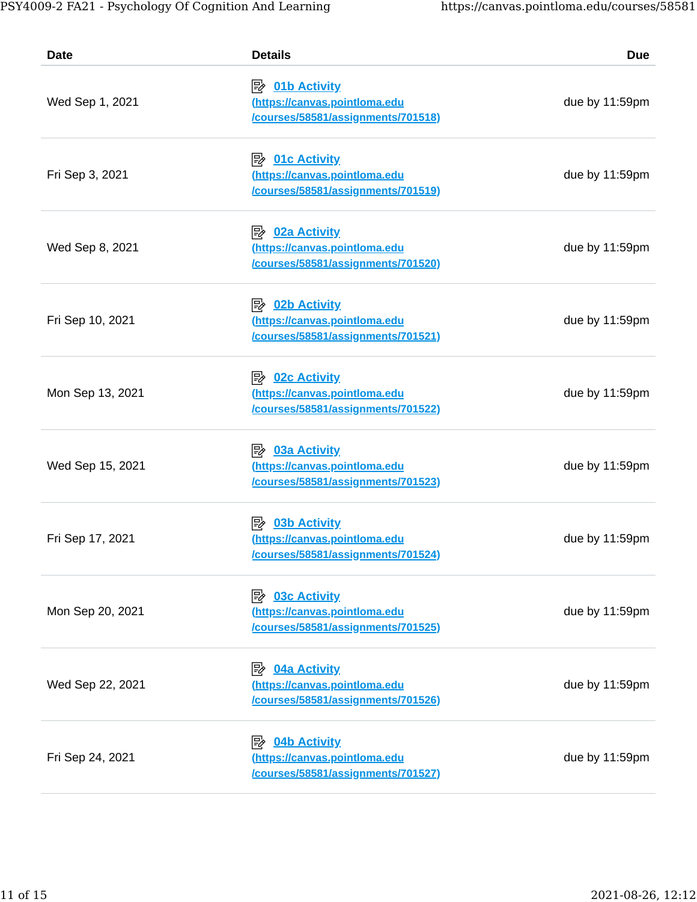| Date | Details | Due |
| --- | --- | --- |
| Wed Sep 1, 2021 | 01b Activity (https://canvas.pointloma.edu/courses/58581/assignments/701518) | due by 11:59pm |
| Fri Sep 3, 2021 | 01c Activity (https://canvas.pointloma.edu/courses/58581/assignments/701519) | due by 11:59pm |
| Wed Sep 8, 2021 | 02a Activity (https://canvas.pointloma.edu/courses/58581/assignments/701520) | due by 11:59pm |
| Fri Sep 10, 2021 | 02b Activity (https://canvas.pointloma.edu/courses/58581/assignments/701521) | due by 11:59pm |
| Mon Sep 13, 2021 | 02c Activity (https://canvas.pointloma.edu/courses/58581/assignments/701522) | due by 11:59pm |
| Wed Sep 15, 2021 | 03a Activity (https://canvas.pointloma.edu/courses/58581/assignments/701523) | due by 11:59pm |
| Fri Sep 17, 2021 | 03b Activity (https://canvas.pointloma.edu/courses/58581/assignments/701524) | due by 11:59pm |
| Mon Sep 20, 2021 | 03c Activity (https://canvas.pointloma.edu/courses/58581/assignments/701525) | due by 11:59pm |
| Wed Sep 22, 2021 | 04a Activity (https://canvas.pointloma.edu/courses/58581/assignments/701526) | due by 11:59pm |
| Fri Sep 24, 2021 | 04b Activity (https://canvas.pointloma.edu/courses/58581/assignments/701527) | due by 11:59pm |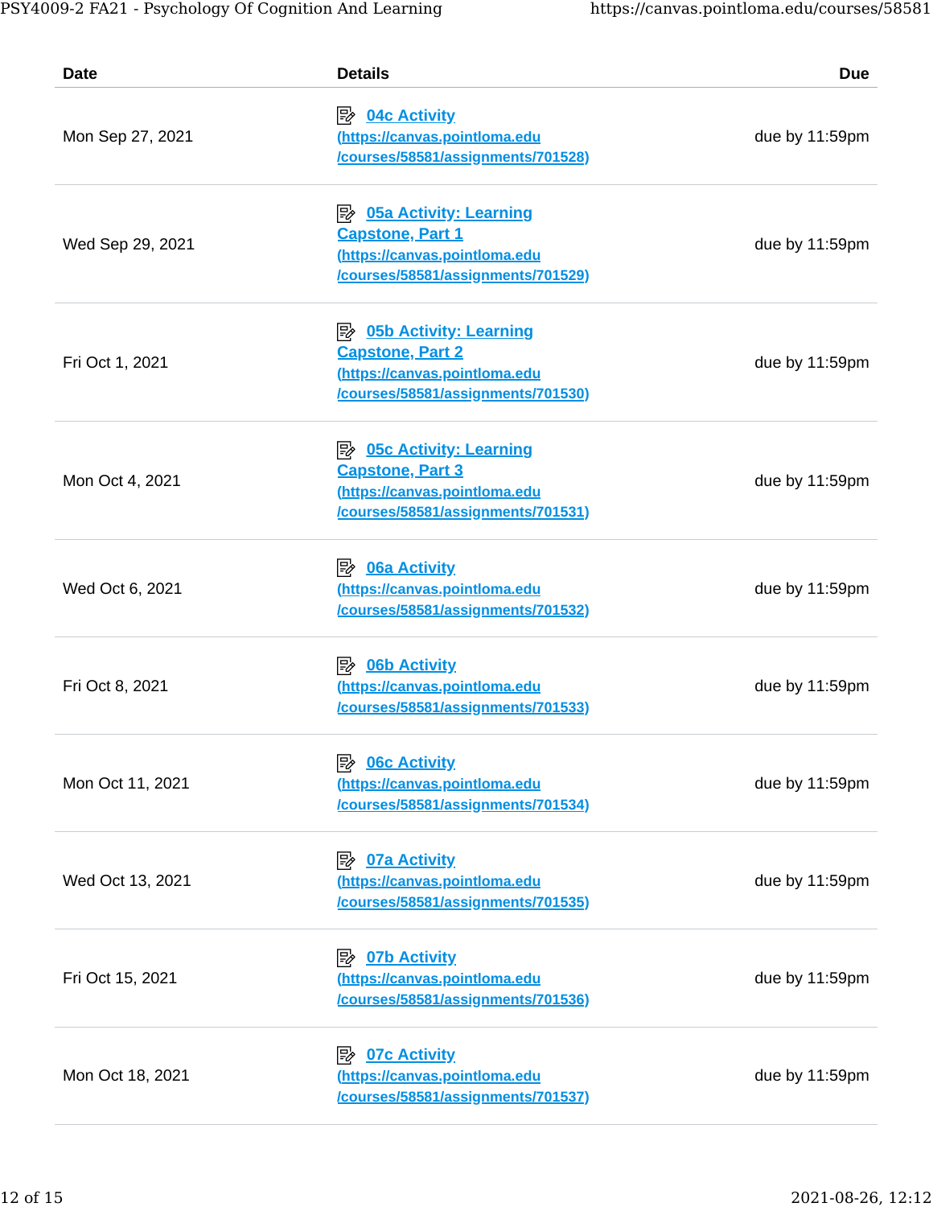| Date | Details | Due |
| --- | --- | --- |
| Mon Sep 27, 2021 | 04c Activity (https://canvas.pointloma.edu/courses/58581/assignments/701528) | due by 11:59pm |
| Wed Sep 29, 2021 | 05a Activity: Learning Capstone, Part 1 (https://canvas.pointloma.edu/courses/58581/assignments/701529) | due by 11:59pm |
| Fri Oct 1, 2021 | 05b Activity: Learning Capstone, Part 2 (https://canvas.pointloma.edu/courses/58581/assignments/701530) | due by 11:59pm |
| Mon Oct 4, 2021 | 05c Activity: Learning Capstone, Part 3 (https://canvas.pointloma.edu/courses/58581/assignments/701531) | due by 11:59pm |
| Wed Oct 6, 2021 | 06a Activity (https://canvas.pointloma.edu/courses/58581/assignments/701532) | due by 11:59pm |
| Fri Oct 8, 2021 | 06b Activity (https://canvas.pointloma.edu/courses/58581/assignments/701533) | due by 11:59pm |
| Mon Oct 11, 2021 | 06c Activity (https://canvas.pointloma.edu/courses/58581/assignments/701534) | due by 11:59pm |
| Wed Oct 13, 2021 | 07a Activity (https://canvas.pointloma.edu/courses/58581/assignments/701535) | due by 11:59pm |
| Fri Oct 15, 2021 | 07b Activity (https://canvas.pointloma.edu/courses/58581/assignments/701536) | due by 11:59pm |
| Mon Oct 18, 2021 | 07c Activity (https://canvas.pointloma.edu/courses/58581/assignments/701537) | due by 11:59pm |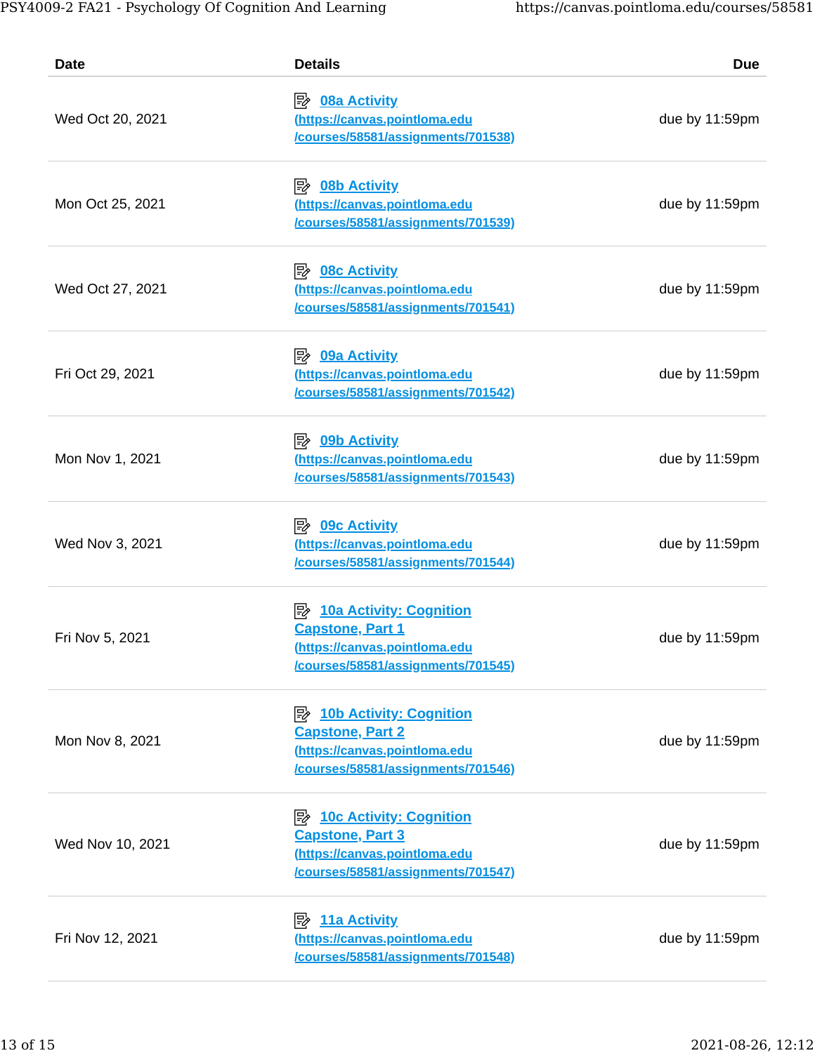| Date | Details | Due |
| --- | --- | --- |
| Wed Oct 20, 2021 | 08a Activity (https://canvas.pointloma.edu/courses/58581/assignments/701538) | due by 11:59pm |
| Mon Oct 25, 2021 | 08b Activity (https://canvas.pointloma.edu/courses/58581/assignments/701539) | due by 11:59pm |
| Wed Oct 27, 2021 | 08c Activity (https://canvas.pointloma.edu/courses/58581/assignments/701541) | due by 11:59pm |
| Fri Oct 29, 2021 | 09a Activity (https://canvas.pointloma.edu/courses/58581/assignments/701542) | due by 11:59pm |
| Mon Nov 1, 2021 | 09b Activity (https://canvas.pointloma.edu/courses/58581/assignments/701543) | due by 11:59pm |
| Wed Nov 3, 2021 | 09c Activity (https://canvas.pointloma.edu/courses/58581/assignments/701544) | due by 11:59pm |
| Fri Nov 5, 2021 | 10a Activity: Cognition Capstone, Part 1 (https://canvas.pointloma.edu/courses/58581/assignments/701545) | due by 11:59pm |
| Mon Nov 8, 2021 | 10b Activity: Cognition Capstone, Part 2 (https://canvas.pointloma.edu/courses/58581/assignments/701546) | due by 11:59pm |
| Wed Nov 10, 2021 | 10c Activity: Cognition Capstone, Part 3 (https://canvas.pointloma.edu/courses/58581/assignments/701547) | due by 11:59pm |
| Fri Nov 12, 2021 | 11a Activity (https://canvas.pointloma.edu/courses/58581/assignments/701548) | due by 11:59pm |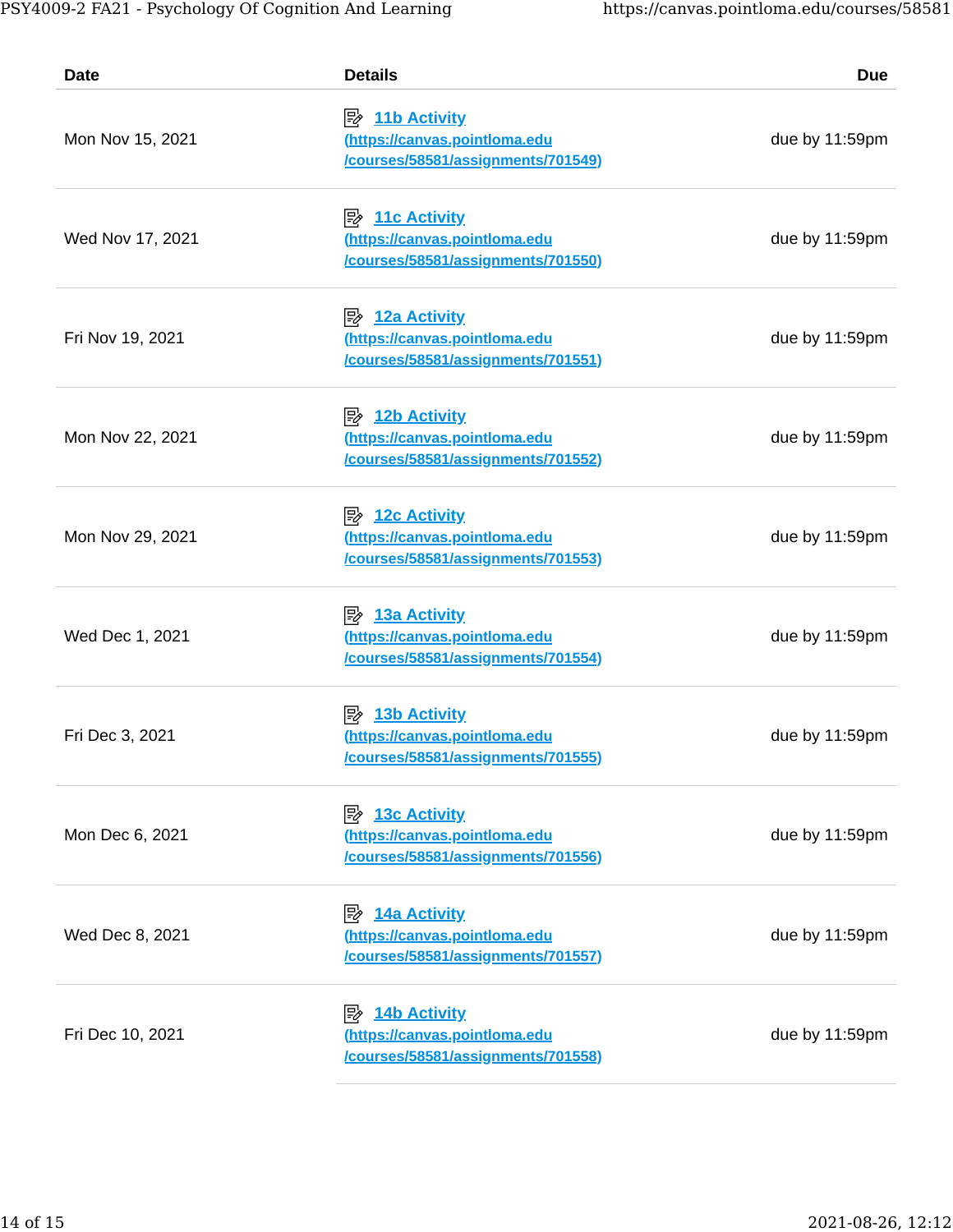| Date | Details | Due |
|---|---|---|
| Mon Nov 15, 2021 | 11b Activity (https://canvas.pointloma.edu/courses/58581/assignments/701549) | due by 11:59pm |
| Wed Nov 17, 2021 | 11c Activity (https://canvas.pointloma.edu/courses/58581/assignments/701550) | due by 11:59pm |
| Fri Nov 19, 2021 | 12a Activity (https://canvas.pointloma.edu/courses/58581/assignments/701551) | due by 11:59pm |
| Mon Nov 22, 2021 | 12b Activity (https://canvas.pointloma.edu/courses/58581/assignments/701552) | due by 11:59pm |
| Mon Nov 29, 2021 | 12c Activity (https://canvas.pointloma.edu/courses/58581/assignments/701553) | due by 11:59pm |
| Wed Dec 1, 2021 | 13a Activity (https://canvas.pointloma.edu/courses/58581/assignments/701554) | due by 11:59pm |
| Fri Dec 3, 2021 | 13b Activity (https://canvas.pointloma.edu/courses/58581/assignments/701555) | due by 11:59pm |
| Mon Dec 6, 2021 | 13c Activity (https://canvas.pointloma.edu/courses/58581/assignments/701556) | due by 11:59pm |
| Wed Dec 8, 2021 | 14a Activity (https://canvas.pointloma.edu/courses/58581/assignments/701557) | due by 11:59pm |
| Fri Dec 10, 2021 | 14b Activity (https://canvas.pointloma.edu/courses/58581/assignments/701558) | due by 11:59pm |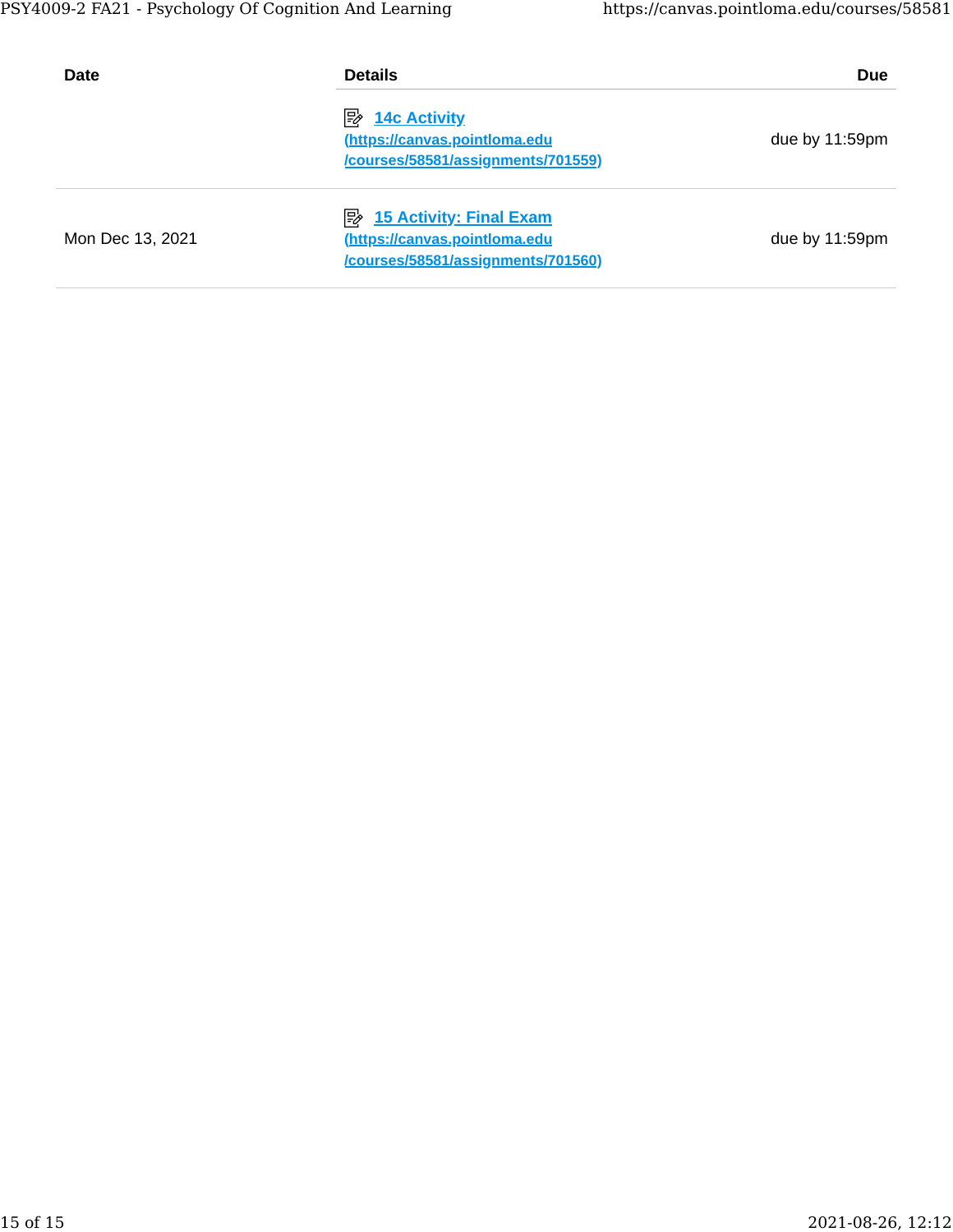| Date | Details | Due |
|---|---|---|
| | 14c Activity (https://canvas.pointloma.edu/courses/58581/assignments/701559) | due by 11:59pm |
| Mon Dec 13, 2021 | 15 Activity: Final Exam (https://canvas.pointloma.edu/courses/58581/assignments/701560) | due by 11:59pm |